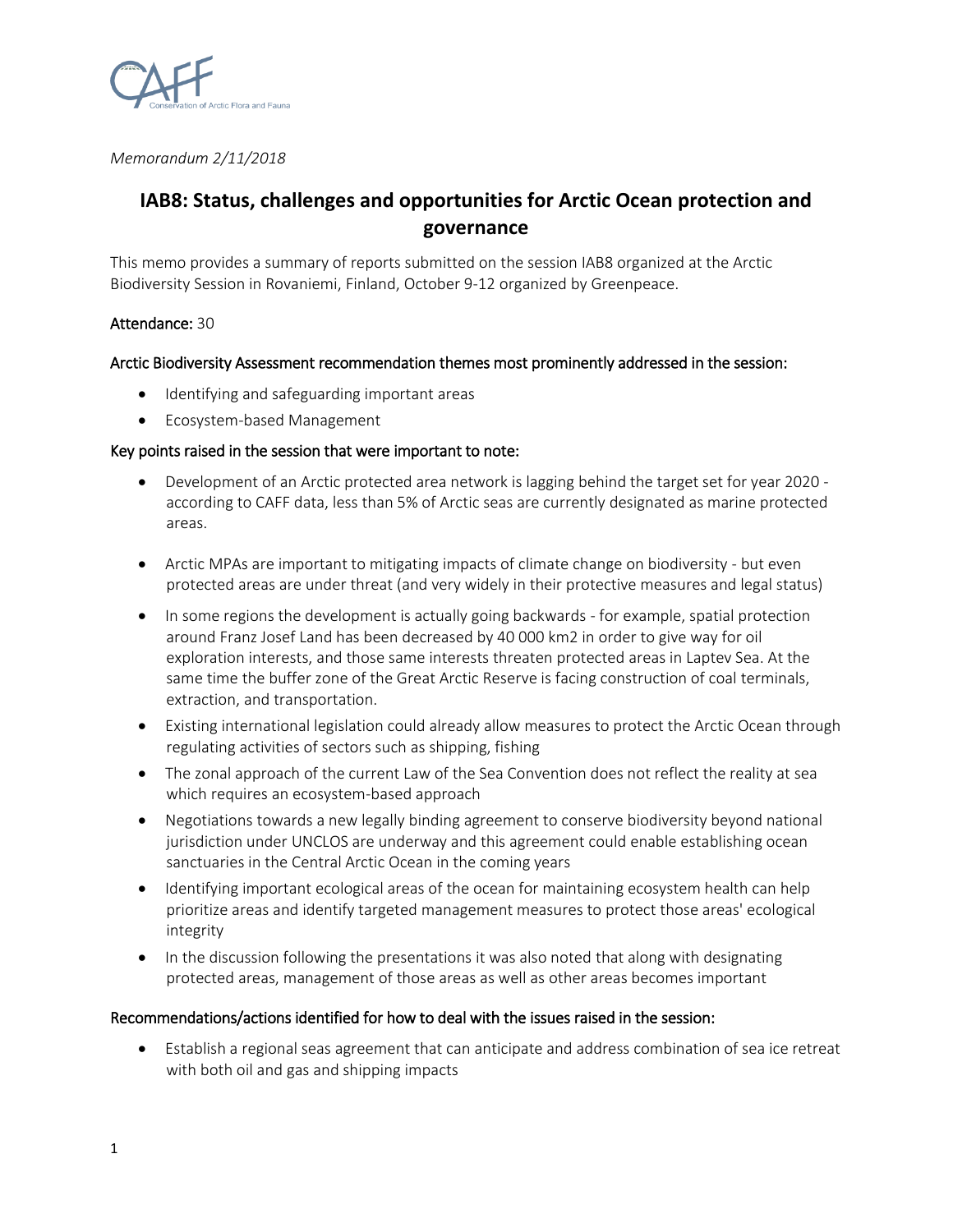*Memorandum 2/11/2018*

# IAB8: Status, challenges and opportunities for Arctic Ocean protection and governance

This memo provides a summary of reports submitted on the session IAB8 organized at the Arctic Biodiversity Session in Rovaniemi, Finland, October 9-12 organized by Greenpeace.

**Attendance:** 30

**Arctic Biodiversity Assessment recommendation themes most prominently addressed in the session:**

- Identifying and safeguarding important areas
- Ecosystem-based Management

**Key points raised in the session that were important to note:**

- Development of an Arctic protected area network is lagging behind the target set for year 2020 - according to CAFF data, less than 5% of Arctic seas are currently designated as marine protected areas.
- Arctic MPAs are important to mitigating impacts of climate change on biodiversity - but even protected areas are under threat (and very widely in their protective measures and legal status)
- In some regions the development is actually going backwards - for example, spatial protection around Franz Josef Land has been decreased by 40 000 km2 in order to give way for oil exploration interests, and those same interests threaten protected areas in Laptev Sea. At the same time the buffer zone of the Great Arctic Reserve is facing construction of coal terminals, extraction, and transportation.
- Existing international legislation could already allow measures to protect the Arctic Ocean through regulating activities of sectors such as shipping, fishing
- The zonal approach of the current Law of the Sea Convention does not reflect the reality at sea which requires an ecosystem-based approach
- Negotiations towards a new legally binding agreement to conserve biodiversity beyond national jurisdiction under UNCLOS are underway and this agreement could enable establishing ocean sanctuaries in the Central Arctic Ocean in the coming years
- Identifying important ecological areas of the ocean for maintaining ecosystem health can help prioritize areas and identify targeted management measures to protect those areas' ecological integrity
- In the discussion following the presentations it was also noted that along with designating protected areas, management of those areas as well as other areas becomes important

**Recommendations/actions identified for how to deal with the issues raised in the session:**

- Establish a regional seas agreement that can anticipate and address combination of sea ice retreat with both oil and gas and shipping impacts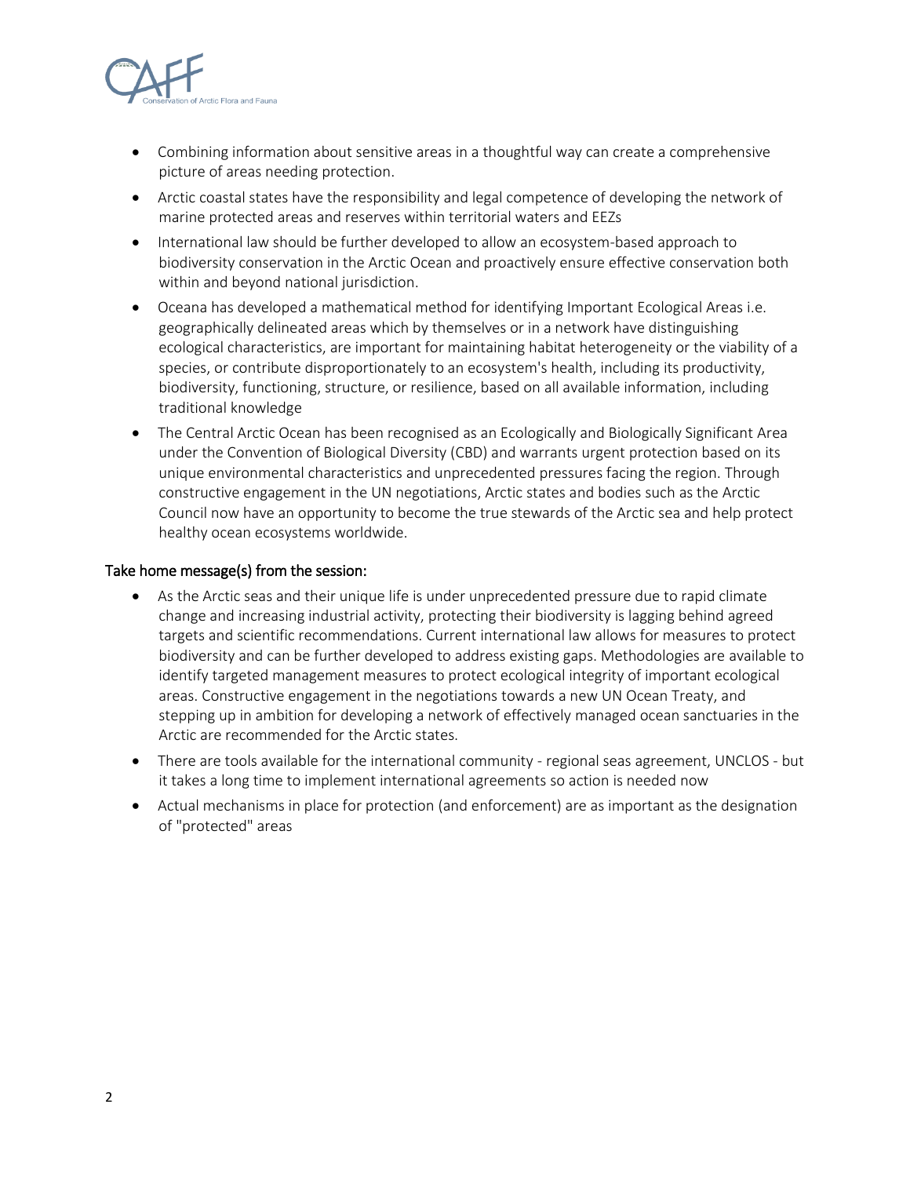- Combining information about sensitive areas in a thoughtful way can create a comprehensive picture of areas needing protection.
- Arctic coastal states have the responsibility and legal competence of developing the network of marine protected areas and reserves within territorial waters and EEZs
- International law should be further developed to allow an ecosystem-based approach to biodiversity conservation in the Arctic Ocean and proactively ensure effective conservation both within and beyond national jurisdiction.
- Oceana has developed a mathematical method for identifying Important Ecological Areas i.e. geographically delineated areas which by themselves or in a network have distinguishing ecological characteristics, are important for maintaining habitat heterogeneity or the viability of a species, or contribute disproportionately to an ecosystem's health, including its productivity, biodiversity, functioning, structure, or resilience, based on all available information, including traditional knowledge
- The Central Arctic Ocean has been recognised as an Ecologically and Biologically Significant Area under the Convention of Biological Diversity (CBD) and warrants urgent protection based on its unique environmental characteristics and unprecedented pressures facing the region. Through constructive engagement in the UN negotiations, Arctic states and bodies such as the Arctic Council now have an opportunity to become the true stewards of the Arctic sea and help protect healthy ocean ecosystems worldwide.

## Take home message(s) from the session:

- As the Arctic seas and their unique life is under unprecedented pressure due to rapid climate change and increasing industrial activity, protecting their biodiversity is lagging behind agreed targets and scientific recommendations. Current international law allows for measures to protect biodiversity and can be further developed to address existing gaps. Methodologies are available to identify targeted management measures to protect ecological integrity of important ecological areas. Constructive engagement in the negotiations towards a new UN Ocean Treaty, and stepping up in ambition for developing a network of effectively managed ocean sanctuaries in the Arctic are recommended for the Arctic states.
- There are tools available for the international community - regional seas agreement, UNCLOS - but it takes a long time to implement international agreements so action is needed now
- Actual mechanisms in place for protection (and enforcement) are as important as the designation of "protected" areas